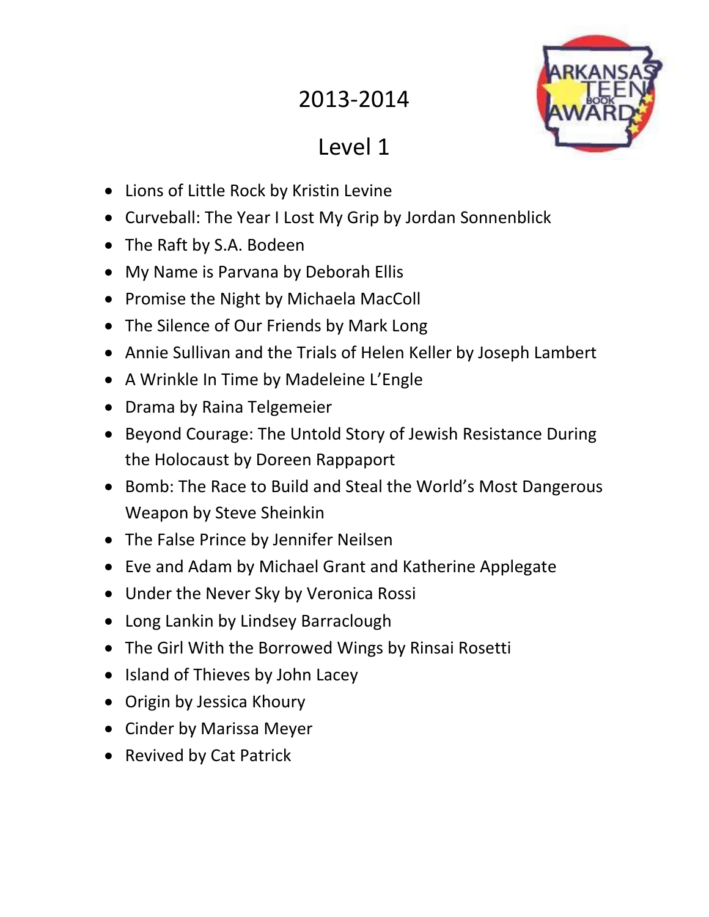# 2013-2014

## Level 1

- Lions of Little Rock by Kristin Levine
- Curveball: The Year I Lost My Grip by Jordan Sonnenblick
- The Raft by S.A. Bodeen
- My Name is Parvana by Deborah Ellis
- Promise the Night by Michaela MacColl
- The Silence of Our Friends by Mark Long
- Annie Sullivan and the Trials of Helen Keller by Joseph Lambert
- A Wrinkle In Time by Madeleine L'Engle
- Drama by Raina Telgemeier
- Beyond Courage: The Untold Story of Jewish Resistance During the Holocaust by Doreen Rappaport
- Bomb: The Race to Build and Steal the World's Most Dangerous Weapon by Steve Sheinkin
- The False Prince by Jennifer Neilsen
- Eve and Adam by Michael Grant and Katherine Applegate
- Under the Never Sky by Veronica Rossi
- Long Lankin by Lindsey Barraclough
- The Girl With the Borrowed Wings by Rinsai Rosetti
- Island of Thieves by John Lacey
- Origin by Jessica Khoury
- Cinder by Marissa Meyer
- Revived by Cat Patrick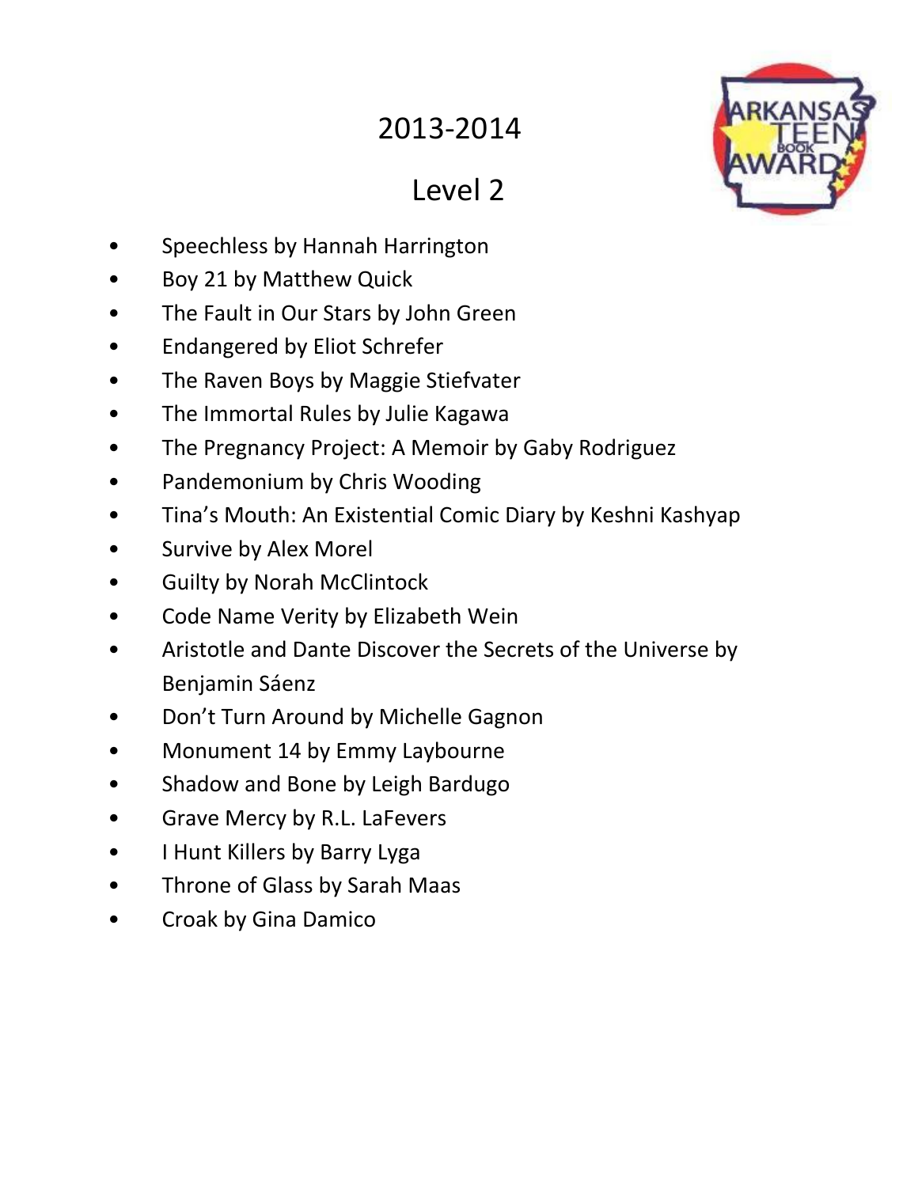# 2013-2014

## Level 2

- Speechless by Hannah Harrington
- Boy 21 by Matthew Quick
- The Fault in Our Stars by John Green
- Endangered by Eliot Schrefer
- The Raven Boys by Maggie Stiefvater
- The Immortal Rules by Julie Kagawa
- The Pregnancy Project: A Memoir by Gaby Rodriguez
- Pandemonium by Chris Wooding
- Tina's Mouth: An Existential Comic Diary by Keshni Kashyap
- Survive by Alex Morel
- Guilty by Norah McClintock
- Code Name Verity by Elizabeth Wein
- Aristotle and Dante Discover the Secrets of the Universe by Benjamin Sáenz
- Don't Turn Around by Michelle Gagnon
- Monument 14 by Emmy Laybourne
- Shadow and Bone by Leigh Bardugo
- Grave Mercy by R.L. LaFevers
- I Hunt Killers by Barry Lyga
- Throne of Glass by Sarah Maas
- Croak by Gina Damico